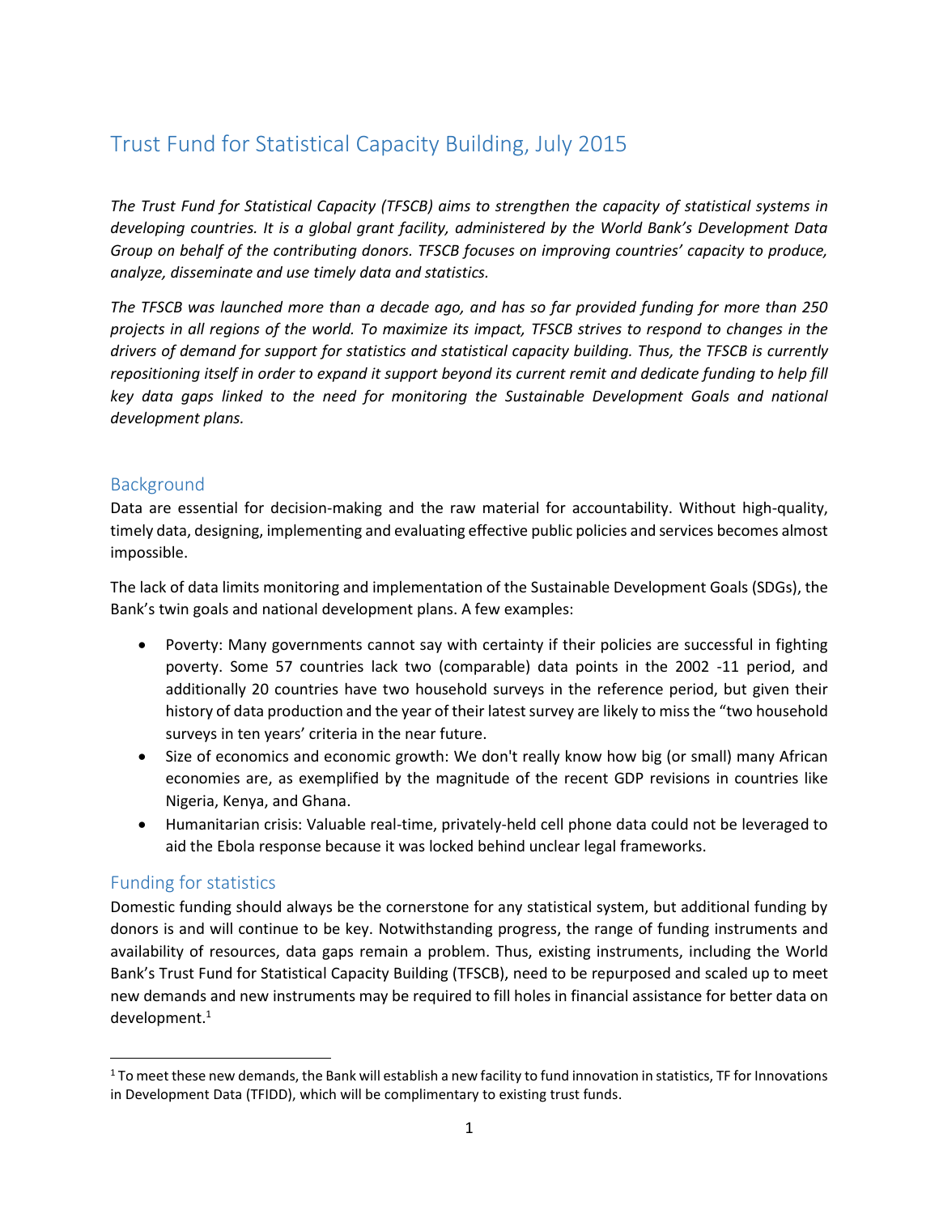# Trust Fund for Statistical Capacity Building, July 2015

*The Trust Fund for Statistical Capacity (TFSCB) aims to strengthen the capacity of statistical systems in developing countries. It is a global grant facility, administered by the World Bank's Development Data Group on behalf of the contributing donors. TFSCB focuses on improving countries' capacity to produce, analyze, disseminate and use timely data and statistics.*

*The TFSCB was launched more than a decade ago, and has so far provided funding for more than 250 projects in all regions of the world. To maximize its impact, TFSCB strives to respond to changes in the drivers of demand for support for statistics and statistical capacity building. Thus, the TFSCB is currently repositioning itself in order to expand it support beyond its current remit and dedicate funding to help fill key data gaps linked to the need for monitoring the Sustainable Development Goals and national development plans.*

## Background

Data are essential for decision-making and the raw material for accountability. Without high-quality, timely data, designing, implementing and evaluating effective public policies and services becomes almost impossible.

The lack of data limits monitoring and implementation of the Sustainable Development Goals (SDGs), the Bank's twin goals and national development plans. A few examples:

- Poverty: Many governments cannot say with certainty if their policies are successful in fighting poverty. Some 57 countries lack two (comparable) data points in the 2002 -11 period, and additionally 20 countries have two household surveys in the reference period, but given their history of data production and the year of their latest survey are likely to miss the "two household surveys in ten years' criteria in the near future.
- Size of economics and economic growth: We don't really know how big (or small) many African economies are, as exemplified by the magnitude of the recent GDP revisions in countries like Nigeria, Kenya, and Ghana.
- Humanitarian crisis: Valuable real-time, privately-held cell phone data could not be leveraged to aid the Ebola response because it was locked behind unclear legal frameworks.

## Funding for statistics

Domestic funding should always be the cornerstone for any statistical system, but additional funding by donors is and will continue to be key. Notwithstanding progress, the range of funding instruments and availability of resources, data gaps remain a problem. Thus, existing instruments, including the World Bank's Trust Fund for Statistical Capacity Building (TFSCB), need to be repurposed and scaled up to meet new demands and new instruments may be required to fill holes in financial assistance for better data on development.[1]

[1] To meet these new demands, the Bank will establish a new facility to fund innovation in statistics, TF for Innovations in Development Data (TFIDD), which will be complimentary to existing trust funds.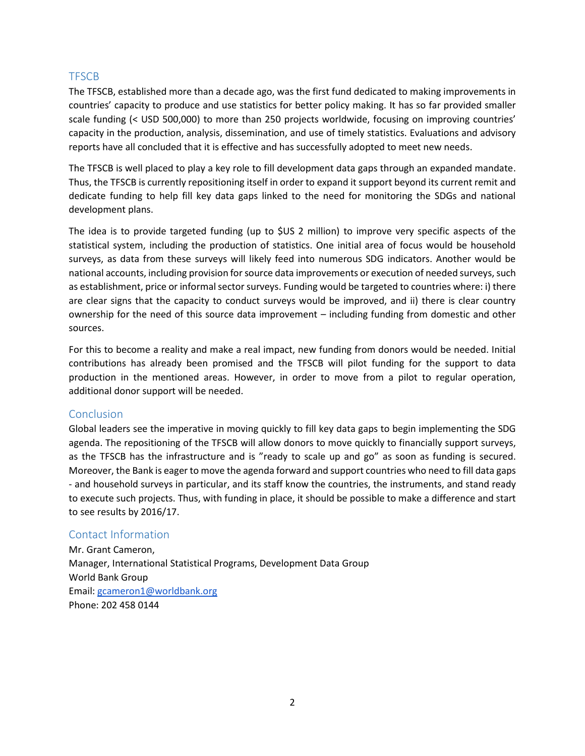## TFSCB

The TFSCB, established more than a decade ago, was the first fund dedicated to making improvements in countries' capacity to produce and use statistics for better policy making. It has so far provided smaller scale funding (< USD 500,000) to more than 250 projects worldwide, focusing on improving countries' capacity in the production, analysis, dissemination, and use of timely statistics. Evaluations and advisory reports have all concluded that it is effective and has successfully adopted to meet new needs.

The TFSCB is well placed to play a key role to fill development data gaps through an expanded mandate. Thus, the TFSCB is currently repositioning itself in order to expand it support beyond its current remit and dedicate funding to help fill key data gaps linked to the need for monitoring the SDGs and national development plans.

The idea is to provide targeted funding (up to $US 2 million) to improve very specific aspects of the statistical system, including the production of statistics. One initial area of focus would be household surveys, as data from these surveys will likely feed into numerous SDG indicators. Another would be national accounts, including provision for source data improvements or execution of needed surveys, such as establishment, price or informal sector surveys. Funding would be targeted to countries where: i) there are clear signs that the capacity to conduct surveys would be improved, and ii) there is clear country ownership for the need of this source data improvement – including funding from domestic and other sources.

For this to become a reality and make a real impact, new funding from donors would be needed. Initial contributions has already been promised and the TFSCB will pilot funding for the support to data production in the mentioned areas. However, in order to move from a pilot to regular operation, additional donor support will be needed.

## Conclusion

Global leaders see the imperative in moving quickly to fill key data gaps to begin implementing the SDG agenda. The repositioning of the TFSCB will allow donors to move quickly to financially support surveys, as the TFSCB has the infrastructure and is "ready to scale up and go" as soon as funding is secured. Moreover, the Bank is eager to move the agenda forward and support countries who need to fill data gaps - and household surveys in particular, and its staff know the countries, the instruments, and stand ready to execute such projects. Thus, with funding in place, it should be possible to make a difference and start to see results by 2016/17.

## Contact Information

Mr. Grant Cameron,
Manager, International Statistical Programs, Development Data Group
World Bank Group
Email: gcameron1@worldbank.org
Phone: 202 458 0144